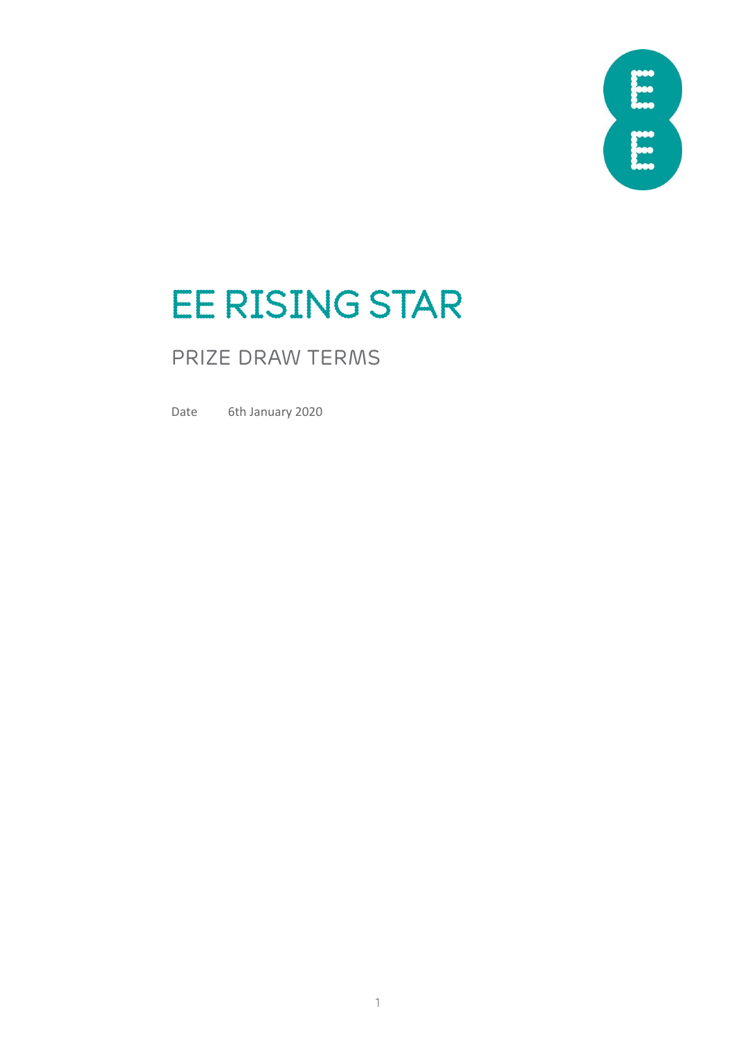# EE RISING STAR

## PRIZE DRAW TERMS

Date 6th January 2020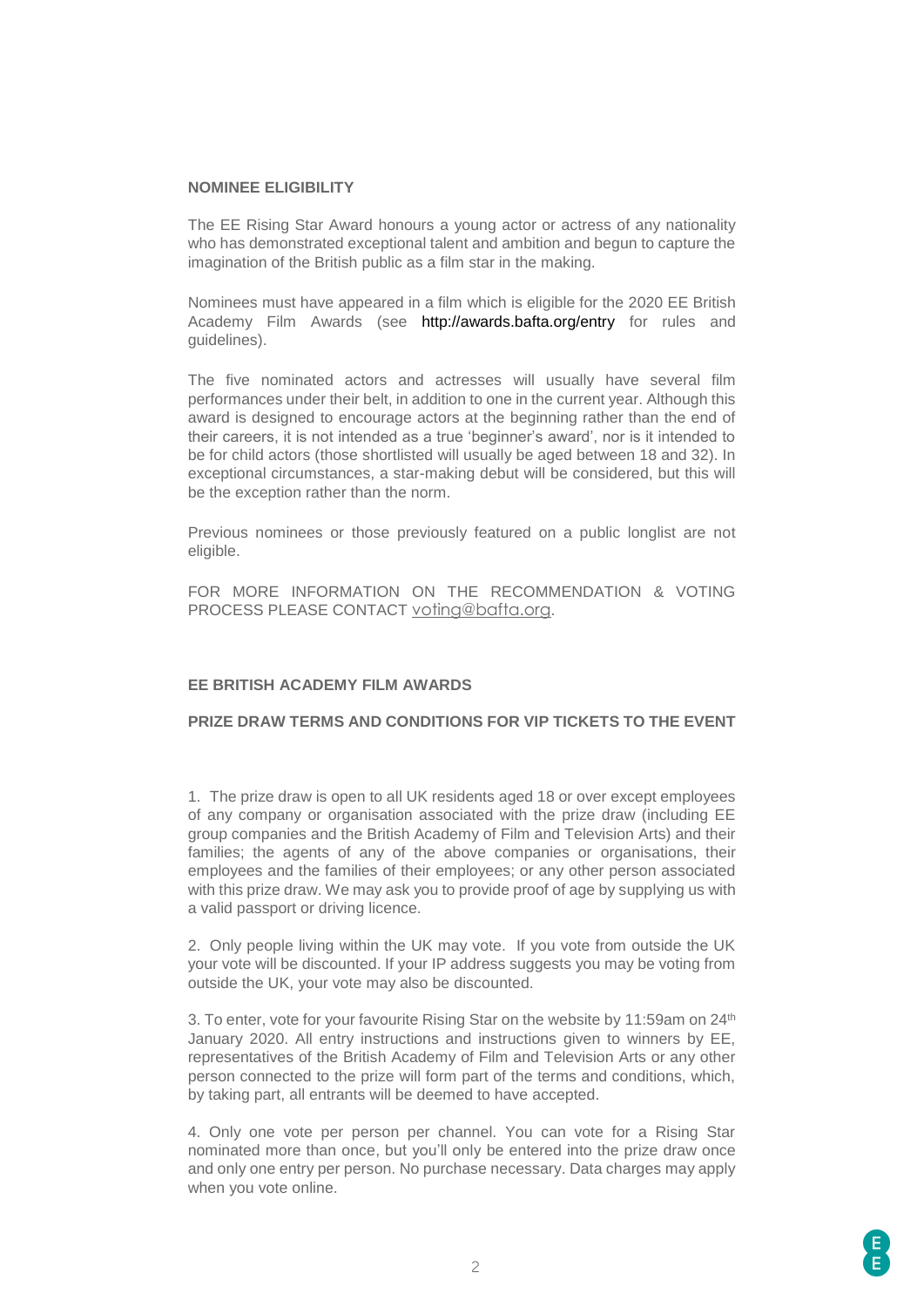**NOMINEE ELIGIBILITY**

The EE Rising Star Award honours a young actor or actress of any nationality who has demonstrated exceptional talent and ambition and begun to capture the imagination of the British public as a film star in the making.

Nominees must have appeared in a film which is eligible for the 2020 EE British Academy Film Awards (see http://awards.bafta.org/entry for rules and guidelines).

The five nominated actors and actresses will usually have several film performances under their belt, in addition to one in the current year. Although this award is designed to encourage actors at the beginning rather than the end of their careers, it is not intended as a true 'beginner's award', nor is it intended to be for child actors (those shortlisted will usually be aged between 18 and 32). In exceptional circumstances, a star-making debut will be considered, but this will be the exception rather than the norm.

Previous nominees or those previously featured on a public longlist are not eligible.

FOR MORE INFORMATION ON THE RECOMMENDATION & VOTING PROCESS PLEASE CONTACT voting@bafta.org.

**EE BRITISH ACADEMY FILM AWARDS**

**PRIZE DRAW TERMS AND CONDITIONS FOR VIP TICKETS TO THE EVENT**

1. The prize draw is open to all UK residents aged 18 or over except employees of any company or organisation associated with the prize draw (including EE group companies and the British Academy of Film and Television Arts) and their families; the agents of any of the above companies or organisations, their employees and the families of their employees; or any other person associated with this prize draw. We may ask you to provide proof of age by supplying us with a valid passport or driving licence.

2. Only people living within the UK may vote. If you vote from outside the UK your vote will be discounted. If your IP address suggests you may be voting from outside the UK, your vote may also be discounted.

3. To enter, vote for your favourite Rising Star on the website by 11:59am on 24th January 2020. All entry instructions and instructions given to winners by EE, representatives of the British Academy of Film and Television Arts or any other person connected to the prize will form part of the terms and conditions, which, by taking part, all entrants will be deemed to have accepted.

4. Only one vote per person per channel. You can vote for a Rising Star nominated more than once, but you'll only be entered into the prize draw once and only one entry per person. No purchase necessary. Data charges may apply when you vote online.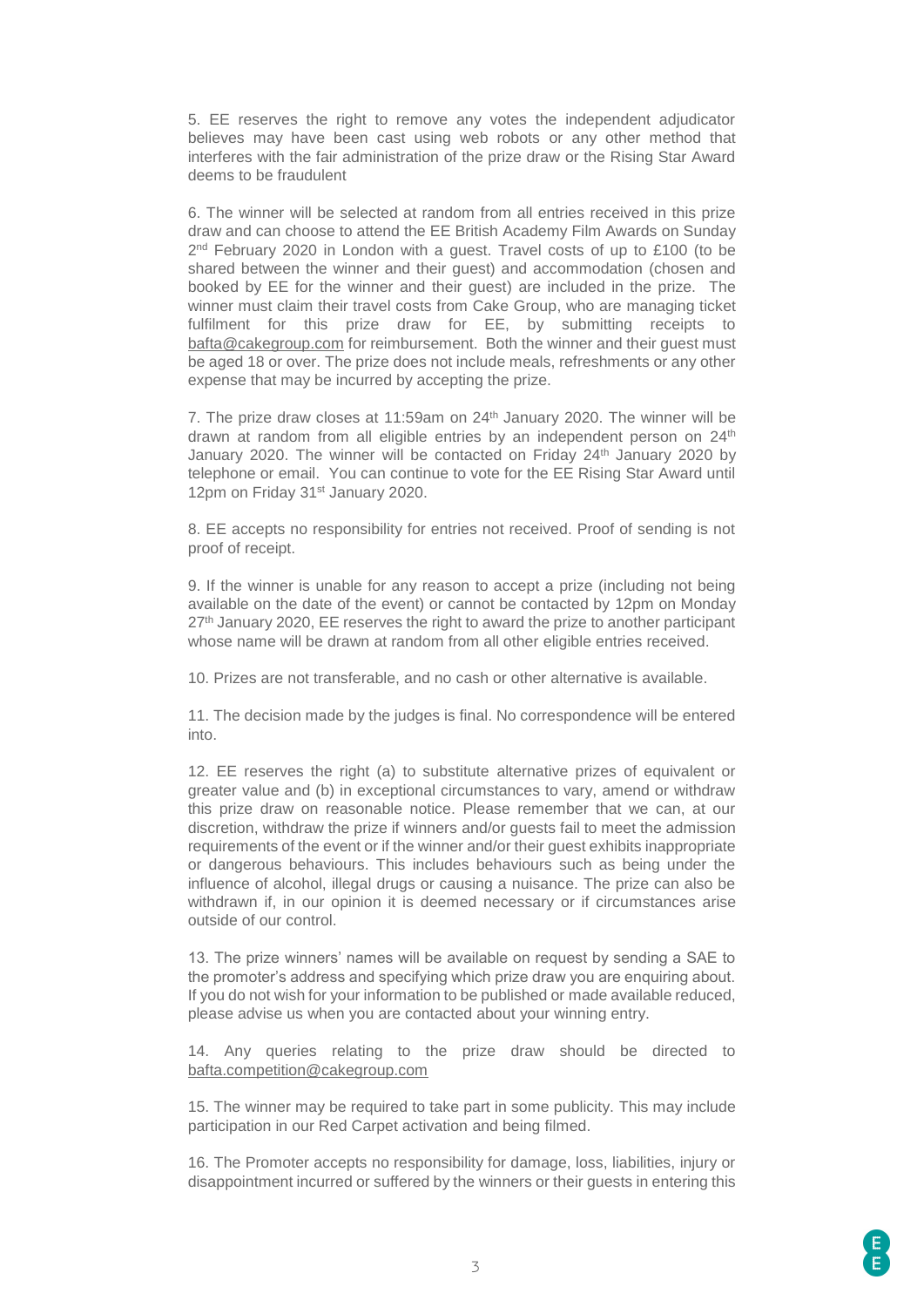5. EE reserves the right to remove any votes the independent adjudicator believes may have been cast using web robots or any other method that interferes with the fair administration of the prize draw or the Rising Star Award deems to be fraudulent

6. The winner will be selected at random from all entries received in this prize draw and can choose to attend the EE British Academy Film Awards on Sunday 2nd February 2020 in London with a guest. Travel costs of up to £100 (to be shared between the winner and their guest) and accommodation (chosen and booked by EE for the winner and their guest) are included in the prize. The winner must claim their travel costs from Cake Group, who are managing ticket fulfilment for this prize draw for EE, by submitting receipts to bafta@cakegroup.com for reimbursement. Both the winner and their guest must be aged 18 or over. The prize does not include meals, refreshments or any other expense that may be incurred by accepting the prize.

7. The prize draw closes at 11:59am on 24th January 2020. The winner will be drawn at random from all eligible entries by an independent person on 24th January 2020. The winner will be contacted on Friday 24th January 2020 by telephone or email. You can continue to vote for the EE Rising Star Award until 12pm on Friday 31st January 2020.

8. EE accepts no responsibility for entries not received. Proof of sending is not proof of receipt.

9. If the winner is unable for any reason to accept a prize (including not being available on the date of the event) or cannot be contacted by 12pm on Monday 27th January 2020, EE reserves the right to award the prize to another participant whose name will be drawn at random from all other eligible entries received.

10. Prizes are not transferable, and no cash or other alternative is available.

11. The decision made by the judges is final. No correspondence will be entered into.

12. EE reserves the right (a) to substitute alternative prizes of equivalent or greater value and (b) in exceptional circumstances to vary, amend or withdraw this prize draw on reasonable notice. Please remember that we can, at our discretion, withdraw the prize if winners and/or guests fail to meet the admission requirements of the event or if the winner and/or their guest exhibits inappropriate or dangerous behaviours. This includes behaviours such as being under the influence of alcohol, illegal drugs or causing a nuisance. The prize can also be withdrawn if, in our opinion it is deemed necessary or if circumstances arise outside of our control.

13. The prize winners' names will be available on request by sending a SAE to the promoter's address and specifying which prize draw you are enquiring about. If you do not wish for your information to be published or made available reduced, please advise us when you are contacted about your winning entry.

14. Any queries relating to the prize draw should be directed to bafta.competition@cakegroup.com

15. The winner may be required to take part in some publicity. This may include participation in our Red Carpet activation and being filmed.

16. The Promoter accepts no responsibility for damage, loss, liabilities, injury or disappointment incurred or suffered by the winners or their guests in entering this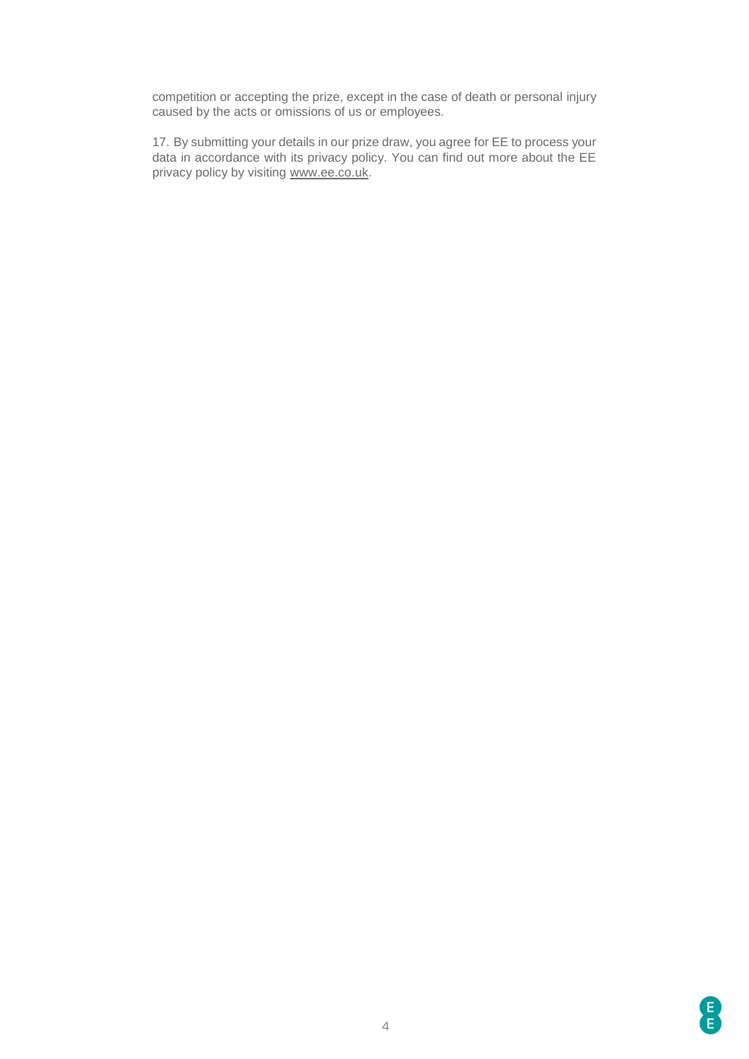competition or accepting the prize, except in the case of death or personal injury caused by the acts or omissions of us or employees.

17. By submitting your details in our prize draw, you agree for EE to process your data in accordance with its privacy policy. You can find out more about the EE privacy policy by visiting www.ee.co.uk.